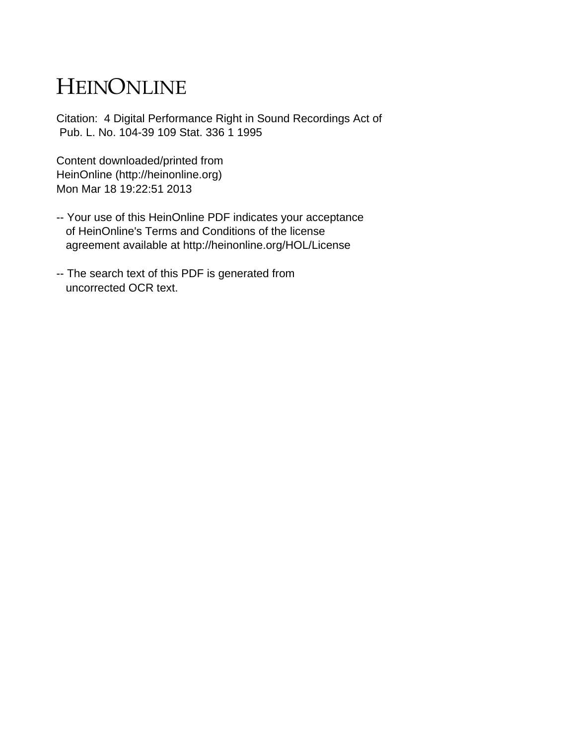# HEINONLINE

Citation: 4 Digital Performance Right in Sound Recordings Act of Pub. L. No. 104-39 109 Stat. 336 1 1995

Content downloaded/printed from
HeinOnline (http://heinonline.org)
Mon Mar 18 19:22:51 2013

-- Your use of this HeinOnline PDF indicates your acceptance of HeinOnline's Terms and Conditions of the license agreement available at http://heinonline.org/HOL/License

-- The search text of this PDF is generated from uncorrected OCR text.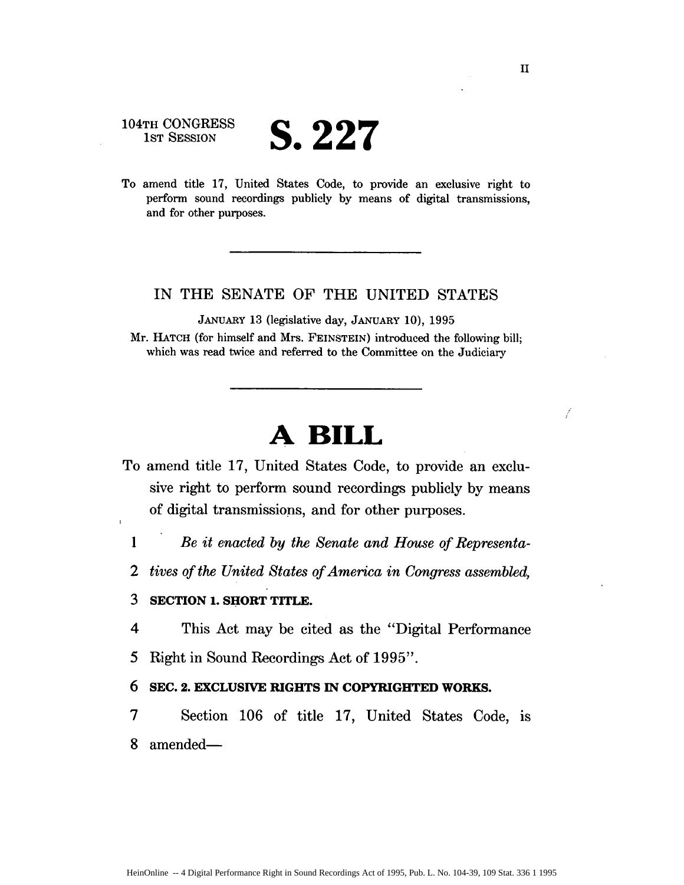104TH CONGRESS
1ST SESSION

# S. 227

To amend title 17, United States Code, to provide an exclusive right to perform sound recordings publicly by means of digital transmissions, and for other purposes.

---

IN THE SENATE OF THE UNITED STATES

JANUARY 13 (legislative day, JANUARY 10), 1995

Mr. HATCH (for himself and Mrs. FEINSTEIN) introduced the following bill; which was read twice and referred to the Committee on the Judiciary

---

# A BILL

To amend title 17, United States Code, to provide an exclusive right to perform sound recordings publicly by means of digital transmissions, and for other purposes.

1 *Be it enacted by the Senate and House of Representa-*
2 *tives of the United States of America in Congress assembled,*
3 **SECTION 1. SHORT TITLE.**
4 This Act may be cited as the "Digital Performance
5 Right in Sound Recordings Act of 1995".
6 **SEC. 2. EXCLUSIVE RIGHTS IN COPYRIGHTED WORKS.**
7 Section 106 of title 17, United States Code, is
8 amended—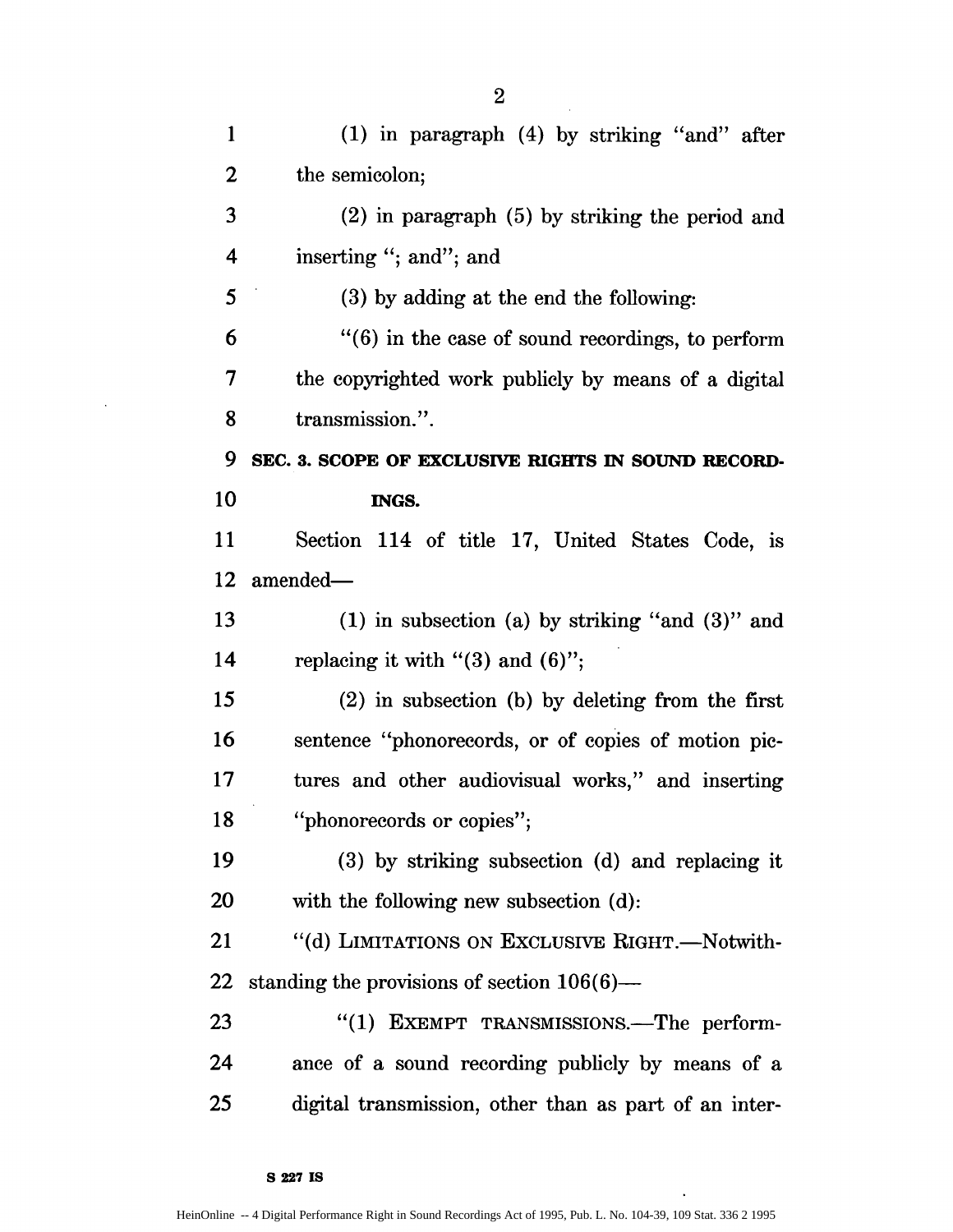(1) in paragraph (4) by striking "and" after the semicolon;

(2) in paragraph (5) by striking the period and inserting "; and"; and

(3) by adding at the end the following:

"(6) in the case of sound recordings, to perform the copyrighted work publicly by means of a digital transmission.".

**SEC. 3. SCOPE OF EXCLUSIVE RIGHTS IN SOUND RECORDINGS.**

Section 114 of title 17, United States Code, is amended—

(1) in subsection (a) by striking "and (3)" and replacing it with "(3) and (6)";

(2) in subsection (b) by deleting from the first sentence "phonorecords, or of copies of motion pictures and other audiovisual works," and inserting "phonorecords or copies";

(3) by striking subsection (d) and replacing it with the following new subsection (d):

"(d) LIMITATIONS ON EXCLUSIVE RIGHT.—Notwithstanding the provisions of section 106(6)—

"(1) EXEMPT TRANSMISSIONS.—The performance of a sound recording publicly by means of a digital transmission, other than as part of an inter-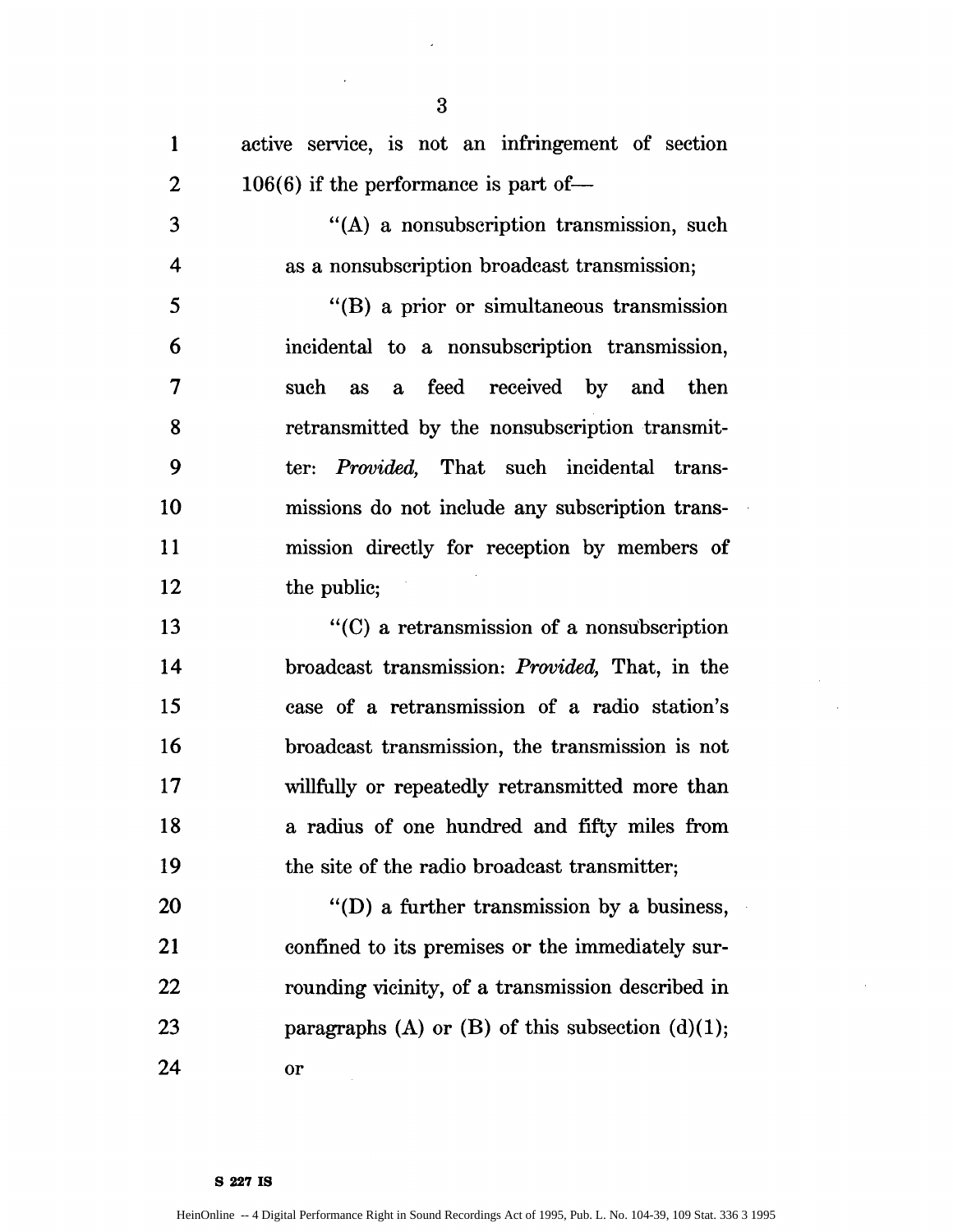active service, is not an infringement of section 106(6) if the performance is part of—

"(A) a nonsubscription transmission, such as a nonsubscription broadcast transmission;

"(B) a prior or simultaneous transmission incidental to a nonsubscription transmission, such as a feed received by and then retransmitted by the nonsubscription transmitter: *Provided,* That such incidental transmissions do not include any subscription transmission directly for reception by members of the public;

"(C) a retransmission of a nonsubscription broadcast transmission: *Provided,* That, in the case of a retransmission of a radio station's broadcast transmission, the transmission is not willfully or repeatedly retransmitted more than a radius of one hundred and fifty miles from the site of the radio broadcast transmitter;

"(D) a further transmission by a business, confined to its premises or the immediately surrounding vicinity, of a transmission described in paragraphs (A) or (B) of this subsection (d)(1); or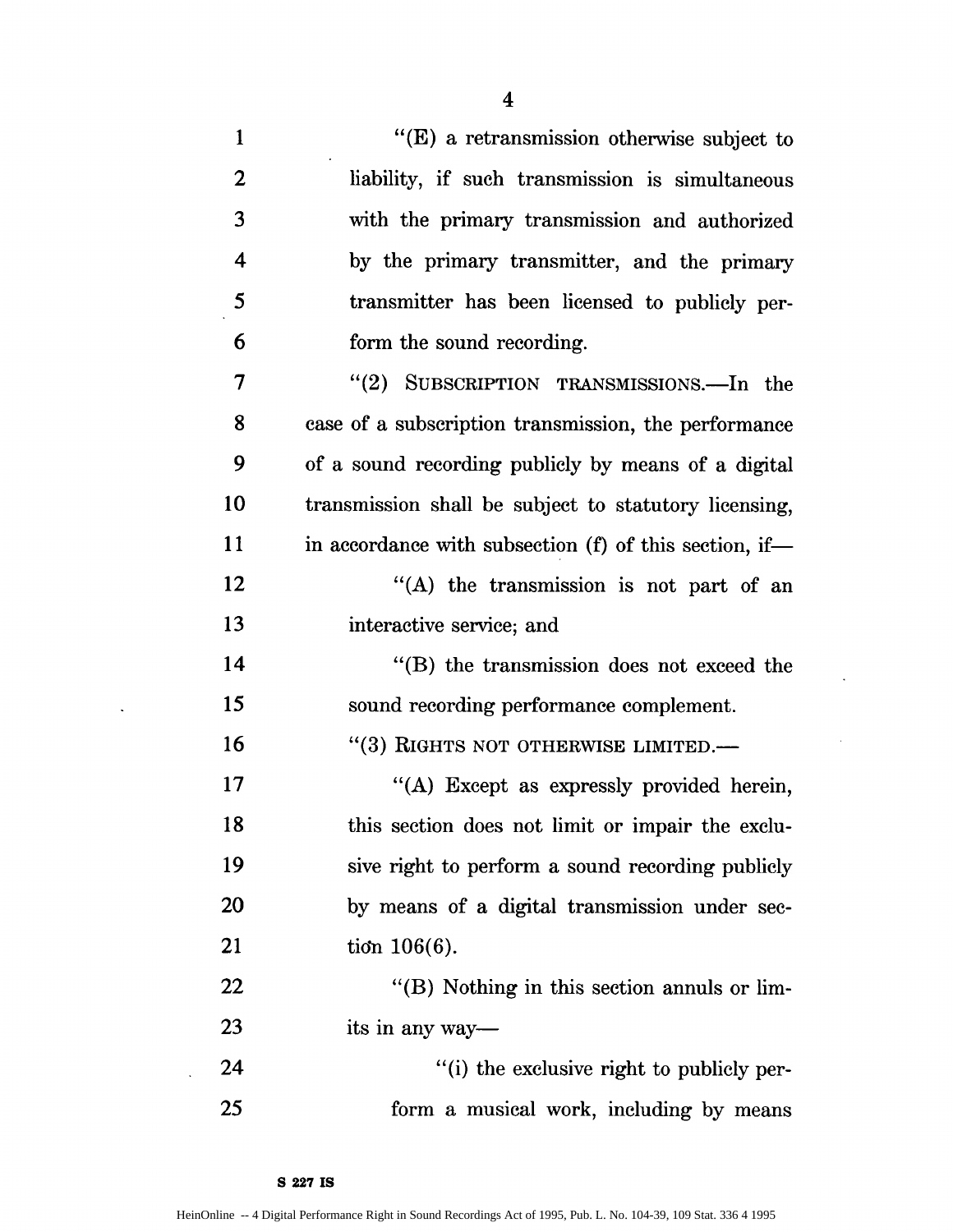"(E) a retransmission otherwise subject to liability, if such transmission is simultaneous with the primary transmission and authorized by the primary transmitter, and the primary transmitter has been licensed to publicly perform the sound recording.

"(2) SUBSCRIPTION TRANSMISSIONS.—In the case of a subscription transmission, the performance of a sound recording publicly by means of a digital transmission shall be subject to statutory licensing, in accordance with subsection (f) of this section, if—

"(A) the transmission is not part of an interactive service; and

"(B) the transmission does not exceed the sound recording performance complement.

"(3) RIGHTS NOT OTHERWISE LIMITED.—

"(A) Except as expressly provided herein, this section does not limit or impair the exclusive right to perform a sound recording publicly by means of a digital transmission under section 106(6).

"(B) Nothing in this section annuls or limits in any way—

"(i) the exclusive right to publicly perform a musical work, including by means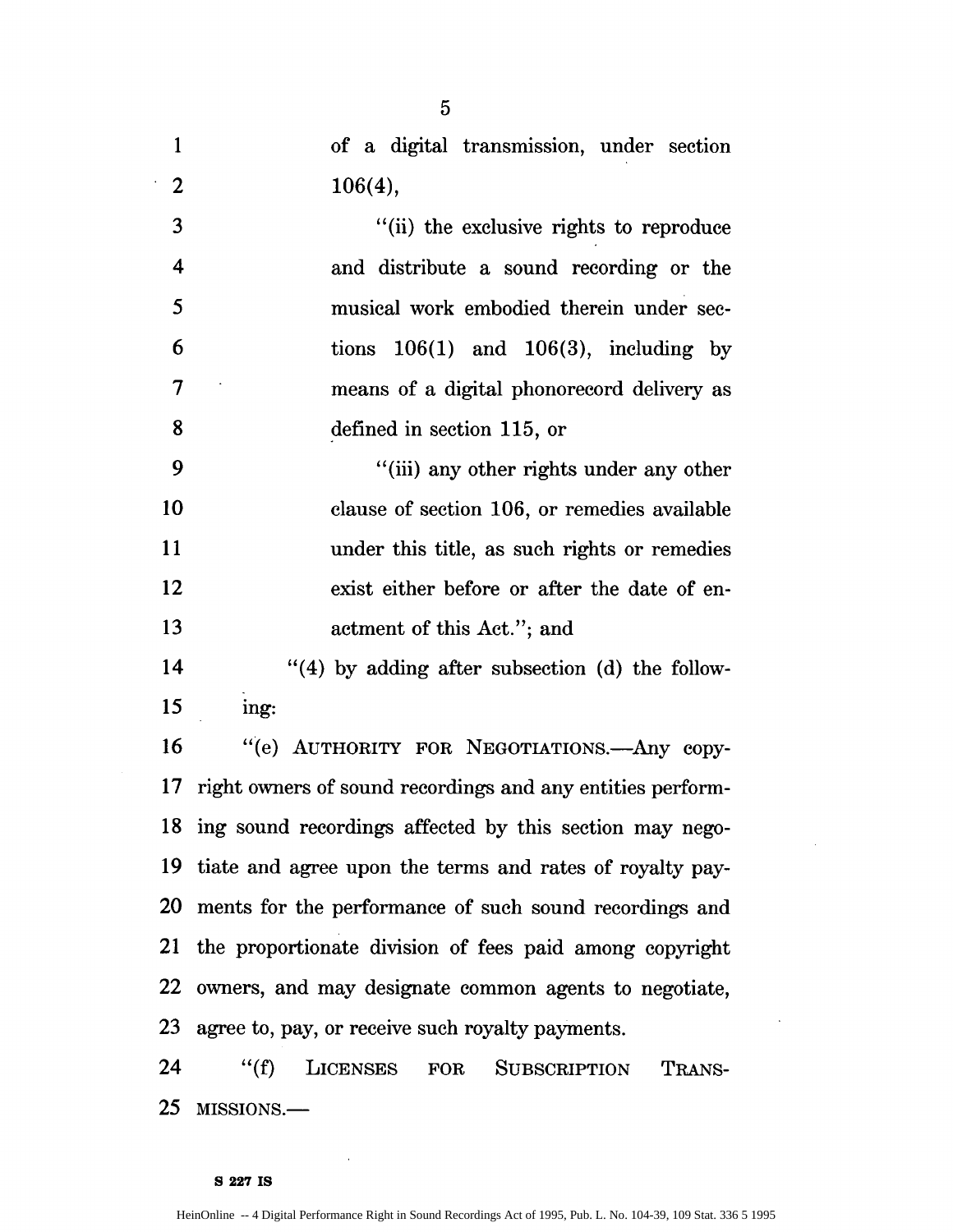of a digital transmission, under section 106(4),

"(ii) the exclusive rights to reproduce and distribute a sound recording or the musical work embodied therein under sections 106(1) and 106(3), including by means of a digital phonorecord delivery as defined in section 115, or

"(iii) any other rights under any other clause of section 106, or remedies available under this title, as such rights or remedies exist either before or after the date of enactment of this Act."; and

"(4) by adding after subsection (d) the following:

"(e) AUTHORITY FOR NEGOTIATIONS.—Any copyright owners of sound recordings and any entities performing sound recordings affected by this section may negotiate and agree upon the terms and rates of royalty payments for the performance of such sound recordings and the proportionate division of fees paid among copyright owners, and may designate common agents to negotiate, agree to, pay, or receive such royalty payments.

"(f) LICENSES FOR SUBSCRIPTION TRANSMISSIONS.—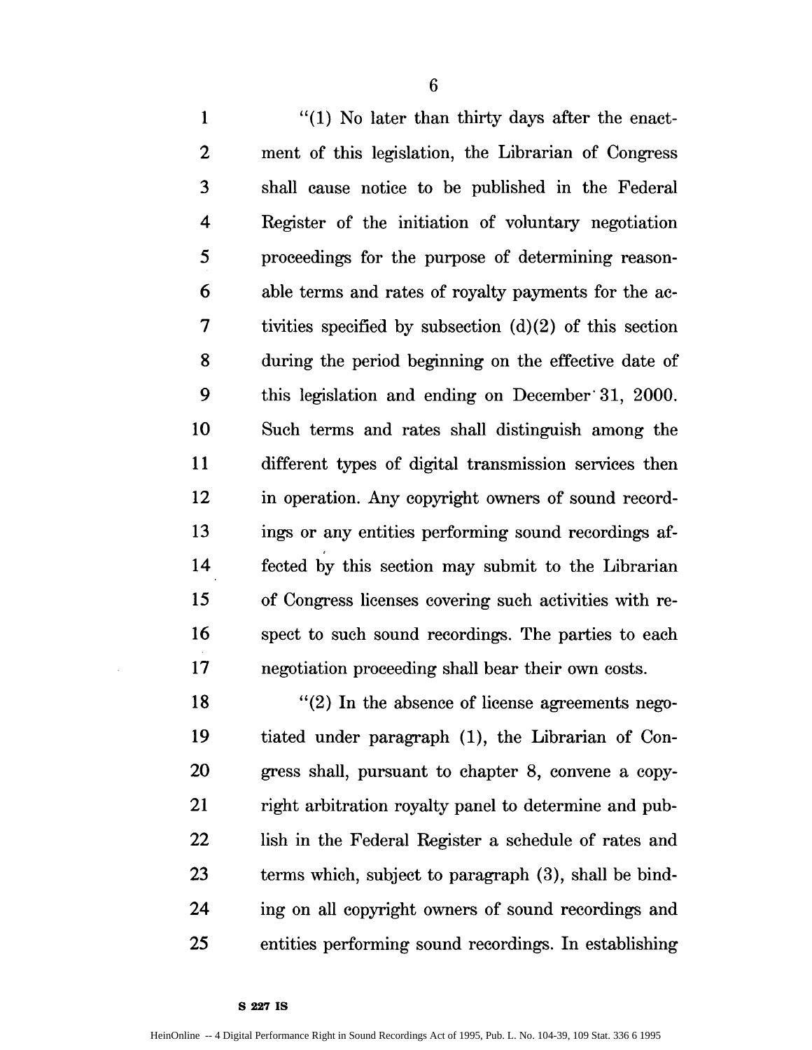"(1) No later than thirty days after the enactment of this legislation, the Librarian of Congress shall cause notice to be published in the Federal Register of the initiation of voluntary negotiation proceedings for the purpose of determining reasonable terms and rates of royalty payments for the activities specified by subsection (d)(2) of this section during the period beginning on the effective date of this legislation and ending on December 31, 2000. Such terms and rates shall distinguish among the different types of digital transmission services then in operation. Any copyright owners of sound recordings or any entities performing sound recordings affected by this section may submit to the Librarian of Congress licenses covering such activities with respect to such sound recordings. The parties to each negotiation proceeding shall bear their own costs.

"(2) In the absence of license agreements negotiated under paragraph (1), the Librarian of Congress shall, pursuant to chapter 8, convene a copyright arbitration royalty panel to determine and publish in the Federal Register a schedule of rates and terms which, subject to paragraph (3), shall be binding on all copyright owners of sound recordings and entities performing sound recordings. In establishing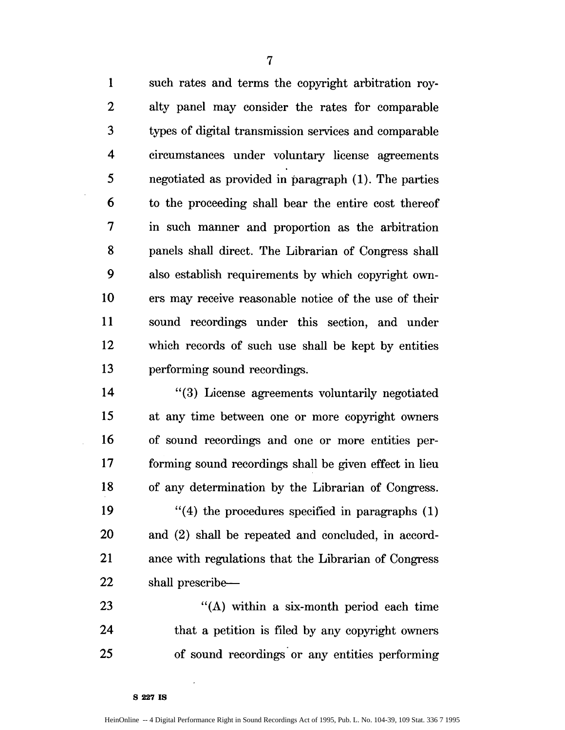such rates and terms the copyright arbitration royalty panel may consider the rates for comparable types of digital transmission services and comparable circumstances under voluntary license agreements negotiated as provided in paragraph (1). The parties to the proceeding shall bear the entire cost thereof in such manner and proportion as the arbitration panels shall direct. The Librarian of Congress shall also establish requirements by which copyright owners may receive reasonable notice of the use of their sound recordings under this section, and under which records of such use shall be kept by entities performing sound recordings.

"(3) License agreements voluntarily negotiated at any time between one or more copyright owners of sound recordings and one or more entities performing sound recordings shall be given effect in lieu of any determination by the Librarian of Congress.

"(4) the procedures specified in paragraphs (1) and (2) shall be repeated and concluded, in accordance with regulations that the Librarian of Congress shall prescribe—

"(A) within a six-month period each time that a petition is filed by any copyright owners of sound recordings or any entities performing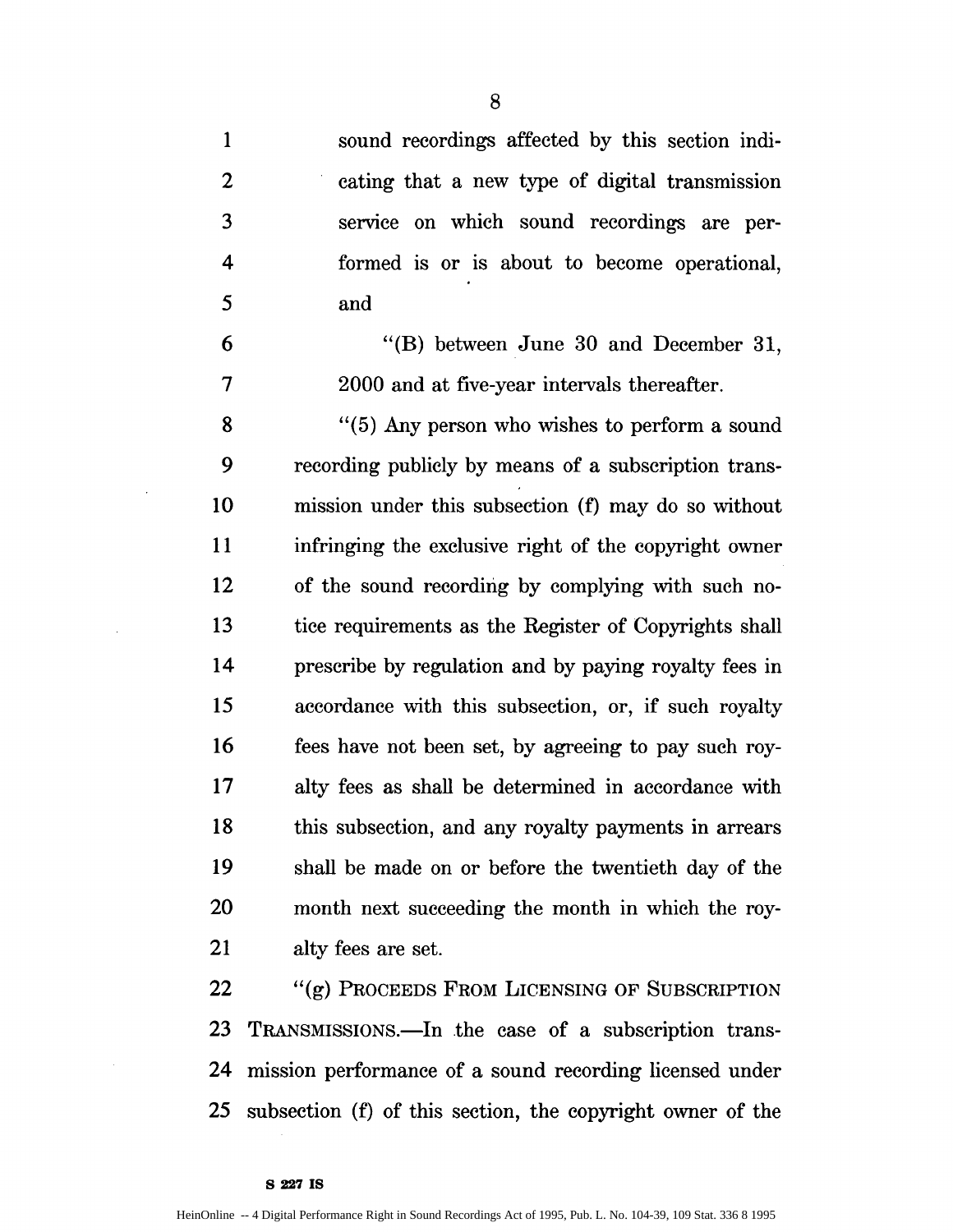sound recordings affected by this section indicating that a new type of digital transmission service on which sound recordings are performed is or is about to become operational, and

"(B) between June 30 and December 31, 2000 and at five-year intervals thereafter.

"(5) Any person who wishes to perform a sound recording publicly by means of a subscription transmission under this subsection (f) may do so without infringing the exclusive right of the copyright owner of the sound recording by complying with such notice requirements as the Register of Copyrights shall prescribe by regulation and by paying royalty fees in accordance with this subsection, or, if such royalty fees have not been set, by agreeing to pay such royalty fees as shall be determined in accordance with this subsection, and any royalty payments in arrears shall be made on or before the twentieth day of the month next succeeding the month in which the royalty fees are set.

"(g) PROCEEDS FROM LICENSING OF SUBSCRIPTION TRANSMISSIONS.—In the case of a subscription transmission performance of a sound recording licensed under subsection (f) of this section, the copyright owner of the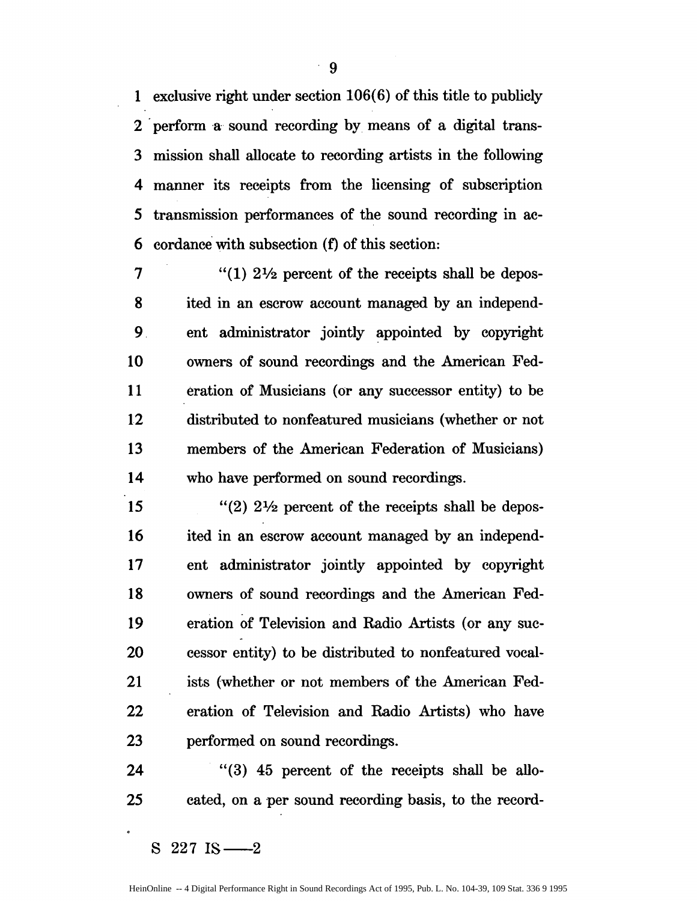exclusive right under section 106(6) of this title to publicly perform a sound recording by means of a digital transmission shall allocate to recording artists in the following manner its receipts from the licensing of subscription transmission performances of the sound recording in accordance with subsection (f) of this section:

"(1) 2½ percent of the receipts shall be deposited in an escrow account managed by an independent administrator jointly appointed by copyright owners of sound recordings and the American Federation of Musicians (or any successor entity) to be distributed to nonfeatured musicians (whether or not members of the American Federation of Musicians) who have performed on sound recordings.

"(2) 2½ percent of the receipts shall be deposited in an escrow account managed by an independent administrator jointly appointed by copyright owners of sound recordings and the American Federation of Television and Radio Artists (or any successor entity) to be distributed to nonfeatured vocalists (whether or not members of the American Federation of Television and Radio Artists) who have performed on sound recordings.

"(3) 45 percent of the receipts shall be allocated, on a per sound recording basis, to the record-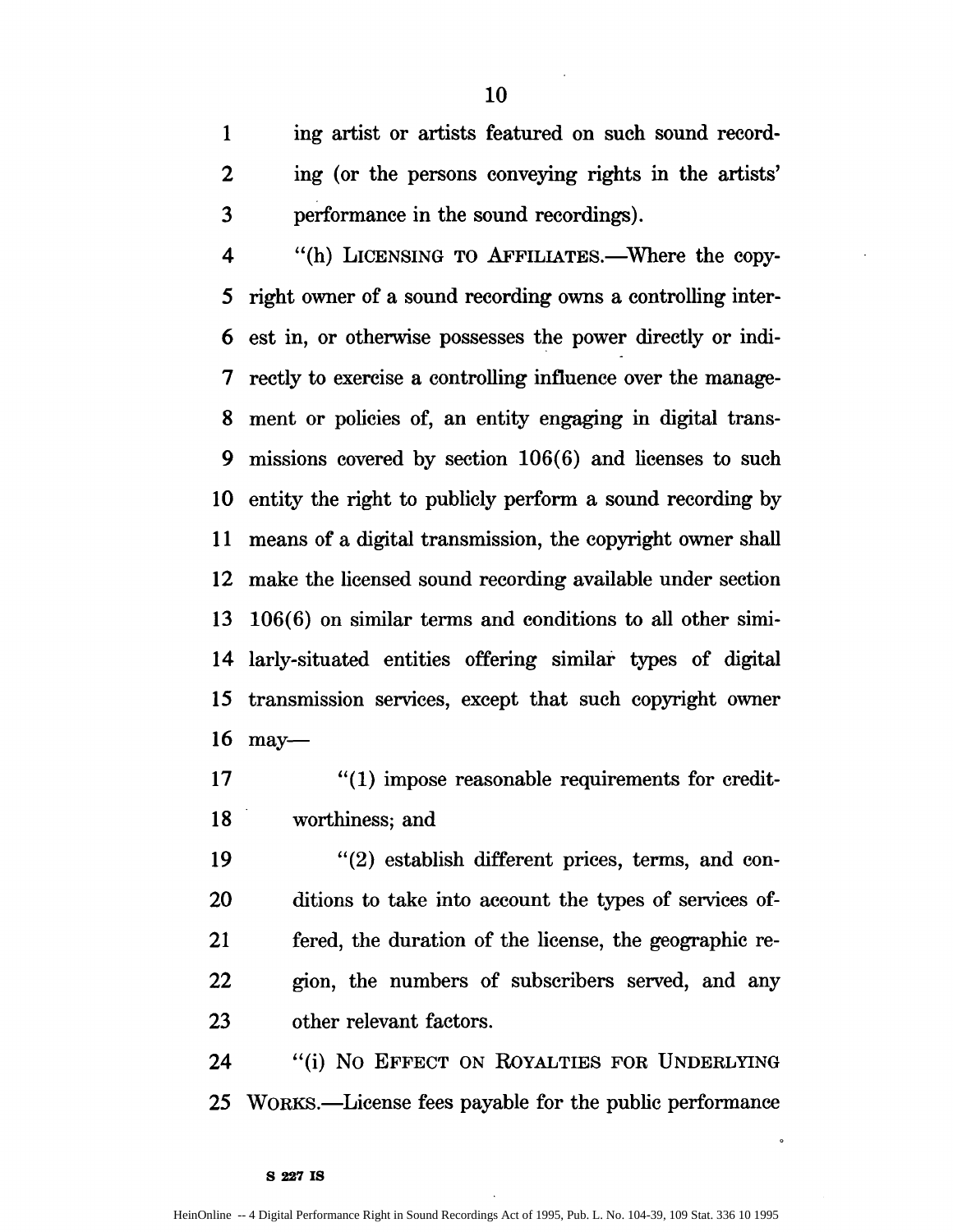ing artist or artists featured on such sound recording (or the persons conveying rights in the artists' performance in the sound recordings).

"(h) LICENSING TO AFFILIATES.—Where the copyright owner of a sound recording owns a controlling interest in, or otherwise possesses the power directly or indirectly to exercise a controlling influence over the management or policies of, an entity engaging in digital transmissions covered by section 106(6) and licenses to such entity the right to publicly perform a sound recording by means of a digital transmission, the copyright owner shall make the licensed sound recording available under section 106(6) on similar terms and conditions to all other similarly-situated entities offering similar types of digital transmission services, except that such copyright owner may—

"(1) impose reasonable requirements for creditworthiness; and

"(2) establish different prices, terms, and conditions to take into account the types of services offered, the duration of the license, the geographic region, the numbers of subscribers served, and any other relevant factors.

"(i) NO EFFECT ON ROYALTIES FOR UNDERLYING WORKS.—License fees payable for the public performance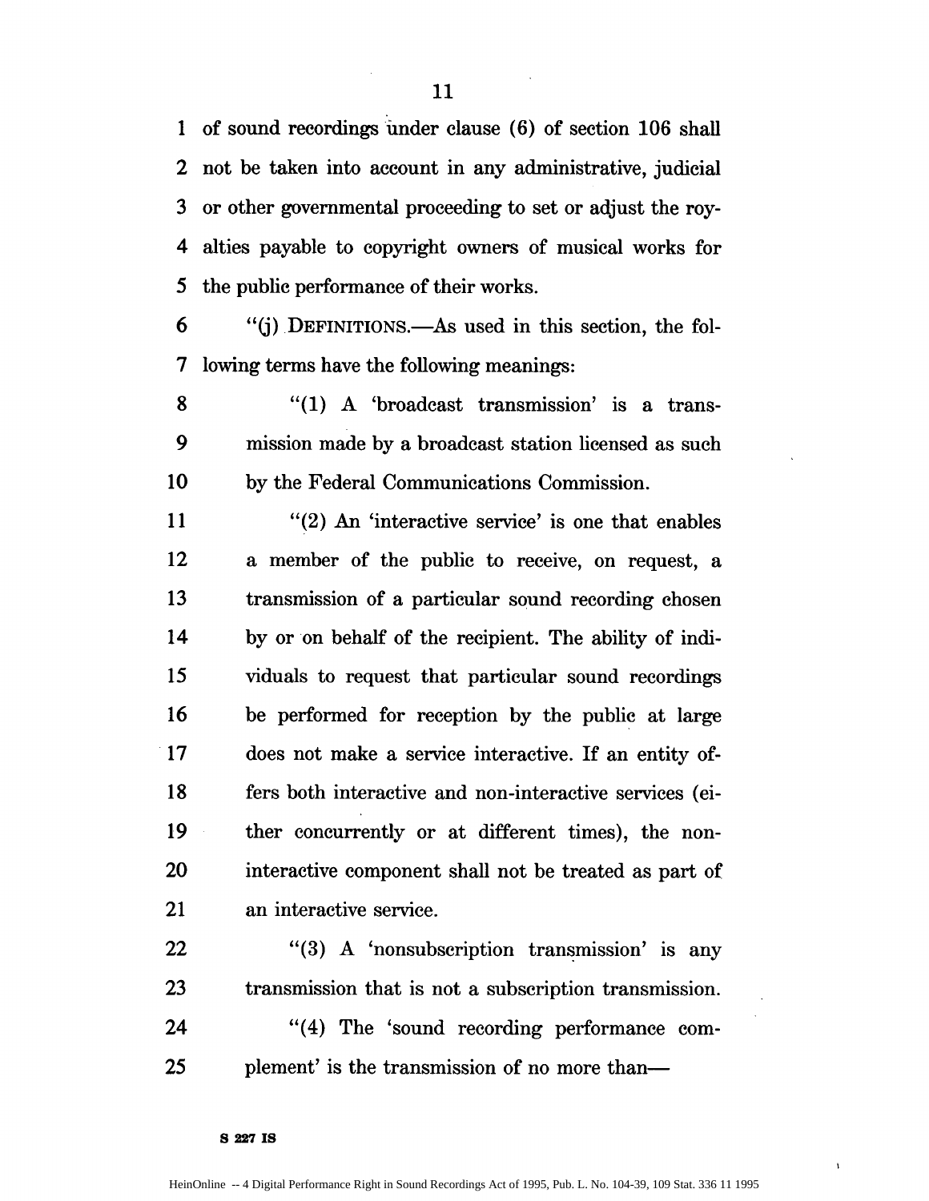of sound recordings under clause (6) of section 106 shall not be taken into account in any administrative, judicial or other governmental proceeding to set or adjust the royalties payable to copyright owners of musical works for the public performance of their works.

"(j) DEFINITIONS.—As used in this section, the following terms have the following meanings:

"(1) A 'broadcast transmission' is a transmission made by a broadcast station licensed as such by the Federal Communications Commission.

"(2) An 'interactive service' is one that enables a member of the public to receive, on request, a transmission of a particular sound recording chosen by or on behalf of the recipient. The ability of individuals to request that particular sound recordings be performed for reception by the public at large does not make a service interactive. If an entity offers both interactive and non-interactive services (either concurrently or at different times), the non-interactive component shall not be treated as part of an interactive service.

"(3) A 'nonsubscription transmission' is any transmission that is not a subscription transmission.

"(4) The 'sound recording performance complement' is the transmission of no more than—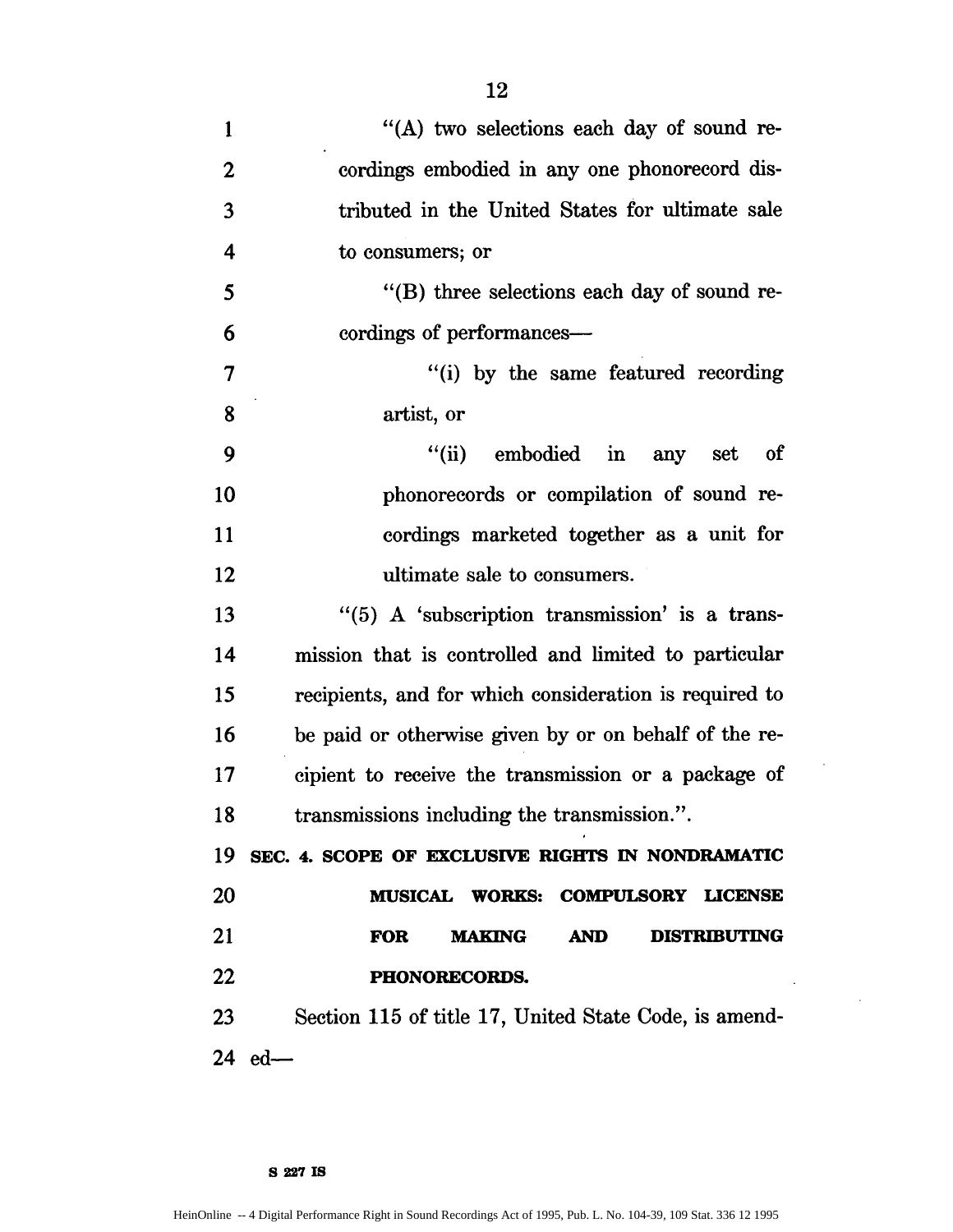"(A) two selections each day of sound recordings embodied in any one phonorecord distributed in the United States for ultimate sale to consumers; or

"(B) three selections each day of sound recordings of performances—

"(i) by the same featured recording artist, or

"(ii) embodied in any set of phonorecords or compilation of sound recordings marketed together as a unit for ultimate sale to consumers.

"(5) A 'subscription transmission' is a transmission that is controlled and limited to particular recipients, and for which consideration is required to be paid or otherwise given by or on behalf of the recipient to receive the transmission or a package of transmissions including the transmission.".

**SEC. 4. SCOPE OF EXCLUSIVE RIGHTS IN NONDRAMATIC MUSICAL WORKS: COMPULSORY LICENSE FOR MAKING AND DISTRIBUTING PHONORECORDS.**

Section 115 of title 17, United State Code, is amended—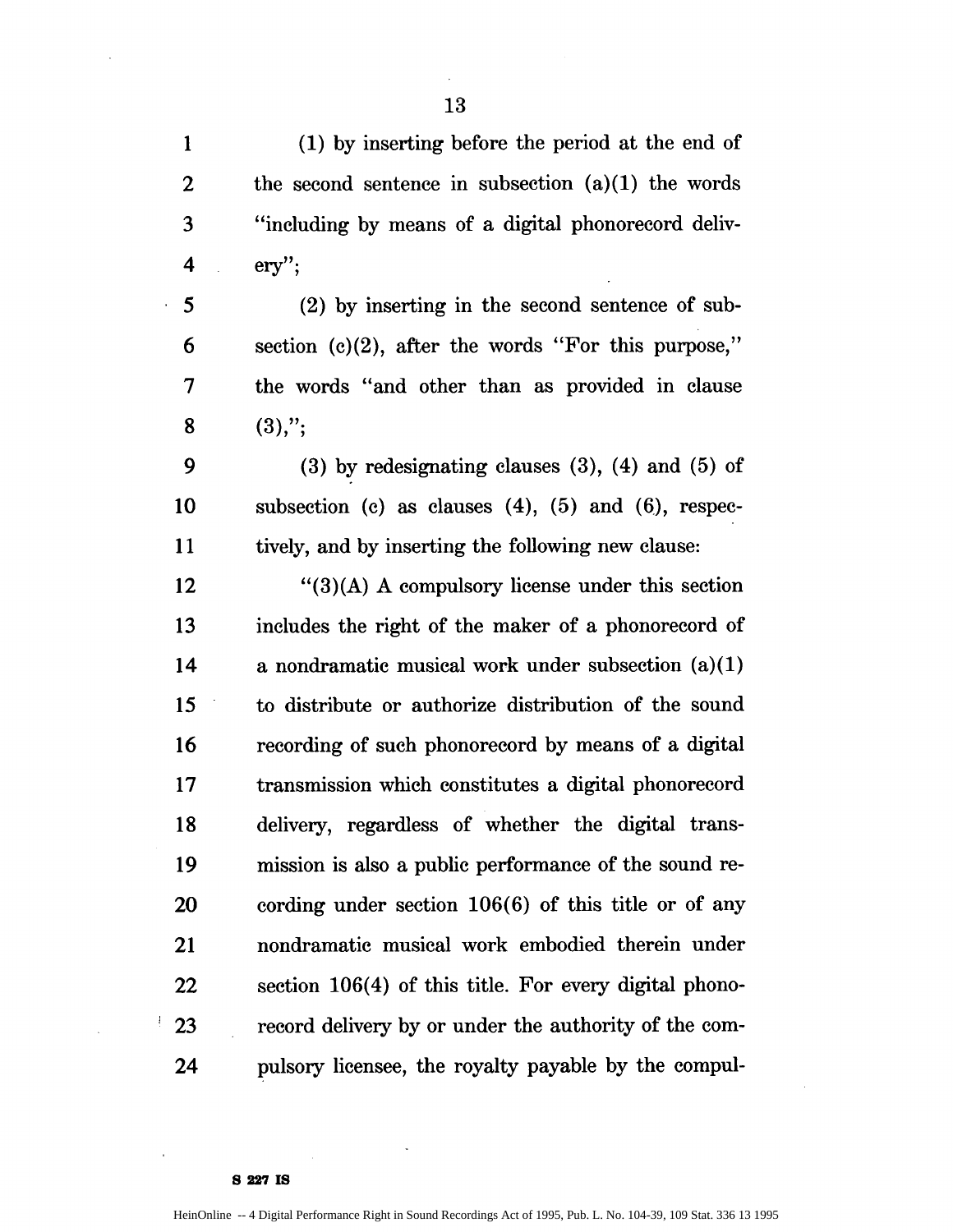(1) by inserting before the period at the end of the second sentence in subsection (a)(1) the words "including by means of a digital phonorecord delivery";

(2) by inserting in the second sentence of subsection (c)(2), after the words "For this purpose," the words "and other than as provided in clause (3),";

(3) by redesignating clauses (3), (4) and (5) of subsection (c) as clauses (4), (5) and (6), respectively, and by inserting the following new clause:

"(3)(A) A compulsory license under this section includes the right of the maker of a phonorecord of a nondramatic musical work under subsection (a)(1) to distribute or authorize distribution of the sound recording of such phonorecord by means of a digital transmission which constitutes a digital phonorecord delivery, regardless of whether the digital transmission is also a public performance of the sound recording under section 106(6) of this title or of any nondramatic musical work embodied therein under section 106(4) of this title. For every digital phonorecord delivery by or under the authority of the compulsory licensee, the royalty payable by the compul-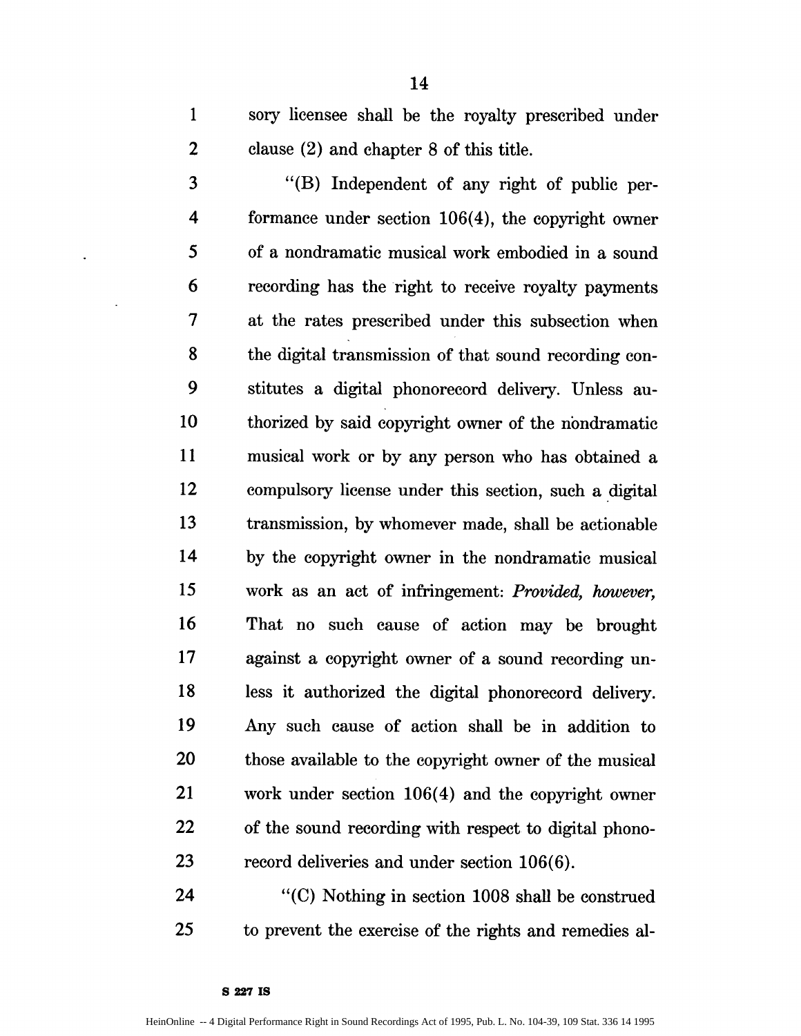sory licensee shall be the royalty prescribed under clause (2) and chapter 8 of this title.

"(B) Independent of any right of public performance under section 106(4), the copyright owner of a nondramatic musical work embodied in a sound recording has the right to receive royalty payments at the rates prescribed under this subsection when the digital transmission of that sound recording constitutes a digital phonorecord delivery. Unless authorized by said copyright owner of the nondramatic musical work or by any person who has obtained a compulsory license under this section, such a digital transmission, by whomever made, shall be actionable by the copyright owner in the nondramatic musical work as an act of infringement: *Provided, however,* That no such cause of action may be brought against a copyright owner of a sound recording unless it authorized the digital phonorecord delivery. Any such cause of action shall be in addition to those available to the copyright owner of the musical work under section 106(4) and the copyright owner of the sound recording with respect to digital phonorecord deliveries and under section 106(6).

"(C) Nothing in section 1008 shall be construed to prevent the exercise of the rights and remedies al-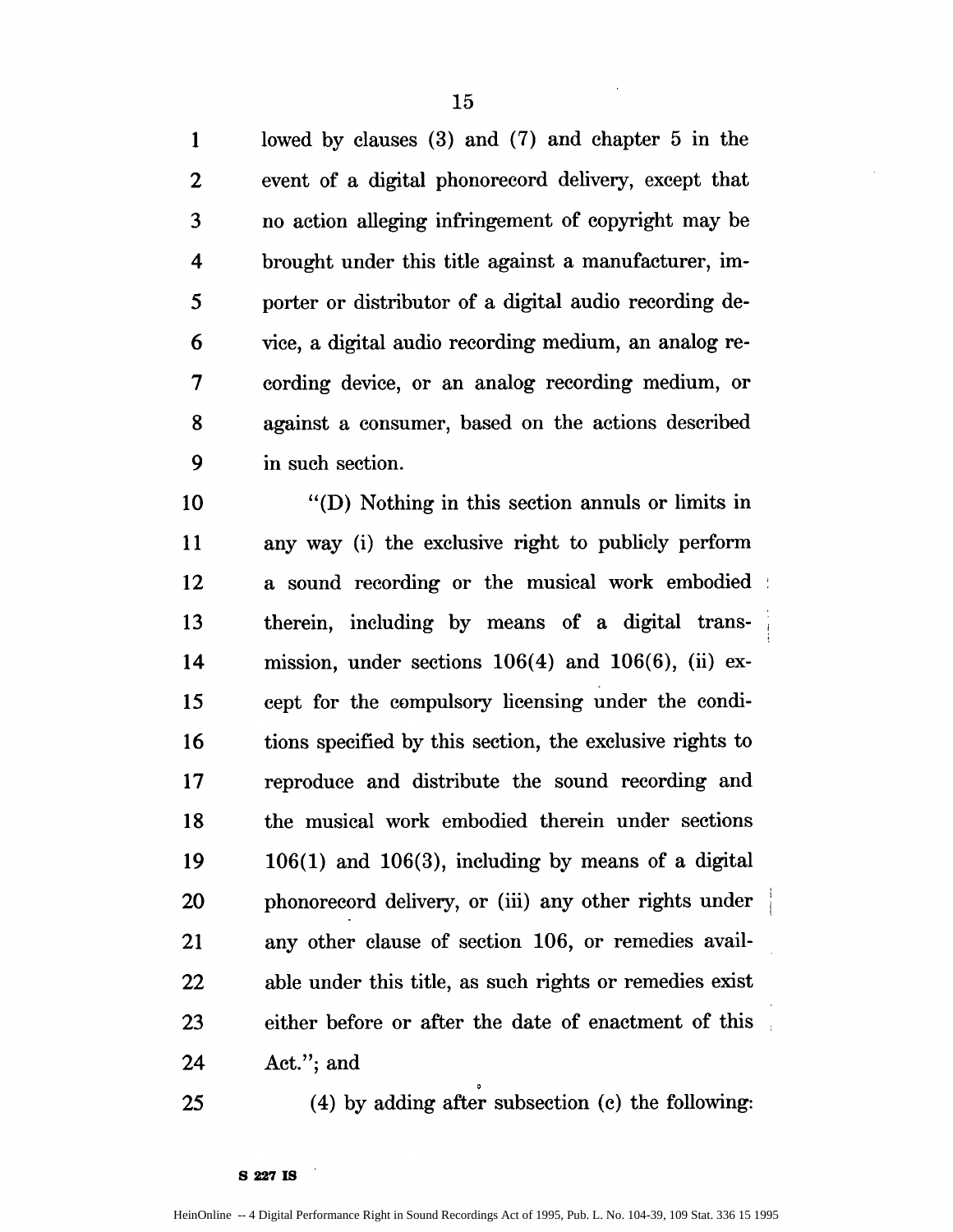lowed by clauses (3) and (7) and chapter 5 in the event of a digital phonorecord delivery, except that no action alleging infringement of copyright may be brought under this title against a manufacturer, importer or distributor of a digital audio recording device, a digital audio recording medium, an analog recording device, or an analog recording medium, or against a consumer, based on the actions described in such section.

"(D) Nothing in this section annuls or limits in any way (i) the exclusive right to publicly perform a sound recording or the musical work embodied therein, including by means of a digital transmission, under sections 106(4) and 106(6), (ii) except for the compulsory licensing under the conditions specified by this section, the exclusive rights to reproduce and distribute the sound recording and the musical work embodied therein under sections 106(1) and 106(3), including by means of a digital phonorecord delivery, or (iii) any other rights under any other clause of section 106, or remedies available under this title, as such rights or remedies exist either before or after the date of enactment of this Act."; and

(4) by adding after subsection (c) the following: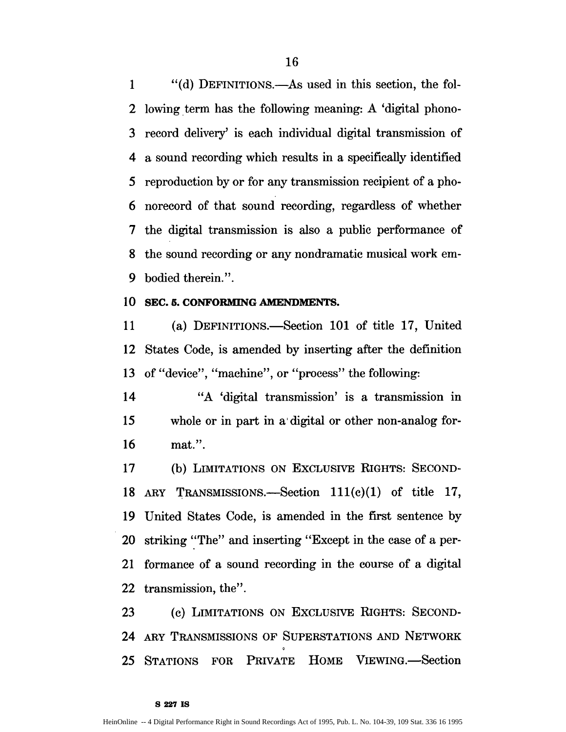"(d) DEFINITIONS.—As used in this section, the following term has the following meaning: A 'digital phonorecord delivery' is each individual digital transmission of a sound recording which results in a specifically identified reproduction by or for any transmission recipient of a phonorecord of that sound recording, regardless of whether the digital transmission is also a public performance of the sound recording or any nondramatic musical work embodied therein.".

**SEC. 5. CONFORMING AMENDMENTS.**

(a) DEFINITIONS.—Section 101 of title 17, United States Code, is amended by inserting after the definition of "device", "machine", or "process" the following:

"A 'digital transmission' is a transmission in whole or in part in a digital or other non-analog format.".

(b) LIMITATIONS ON EXCLUSIVE RIGHTS: SECONDARY TRANSMISSIONS.—Section 111(c)(1) of title 17, United States Code, is amended in the first sentence by striking "The" and inserting "Except in the case of a performance of a sound recording in the course of a digital transmission, the".

(c) LIMITATIONS ON EXCLUSIVE RIGHTS: SECONDARY TRANSMISSIONS OF SUPERSTATIONS AND NETWORK STATIONS FOR PRIVATE HOME VIEWING.—Section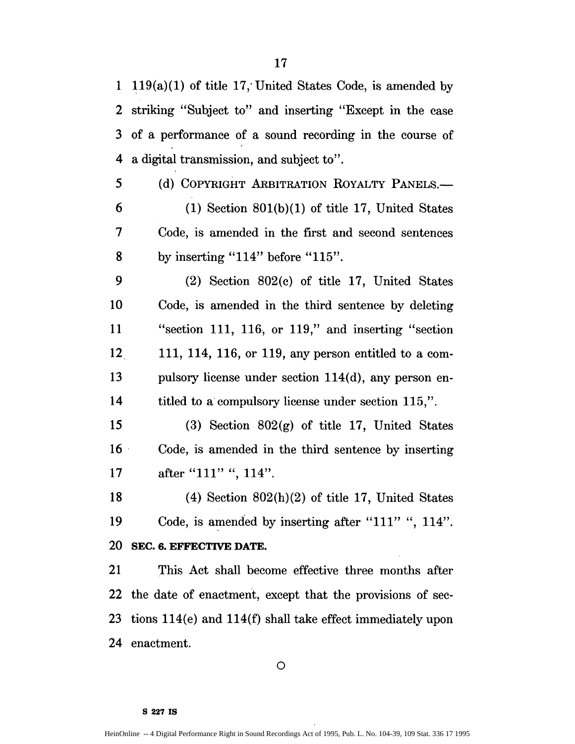119(a)(1) of title 17, United States Code, is amended by striking "Subject to" and inserting "Except in the case of a performance of a sound recording in the course of a digital transmission, and subject to".

(d) COPYRIGHT ARBITRATION ROYALTY PANELS.—

(1) Section 801(b)(1) of title 17, United States Code, is amended in the first and second sentences by inserting "114" before "115".

(2) Section 802(c) of title 17, United States Code, is amended in the third sentence by deleting "section 111, 116, or 119," and inserting "section 111, 114, 116, or 119, any person entitled to a compulsory license under section 114(d), any person entitled to a compulsory license under section 115,".

(3) Section 802(g) of title 17, United States Code, is amended in the third sentence by inserting after "111" ", 114".

(4) Section 802(h)(2) of title 17, United States Code, is amended by inserting after "111" ", 114".

**SEC. 6. EFFECTIVE DATE.**

This Act shall become effective three months after the date of enactment, except that the provisions of sections 114(e) and 114(f) shall take effect immediately upon enactment.

O